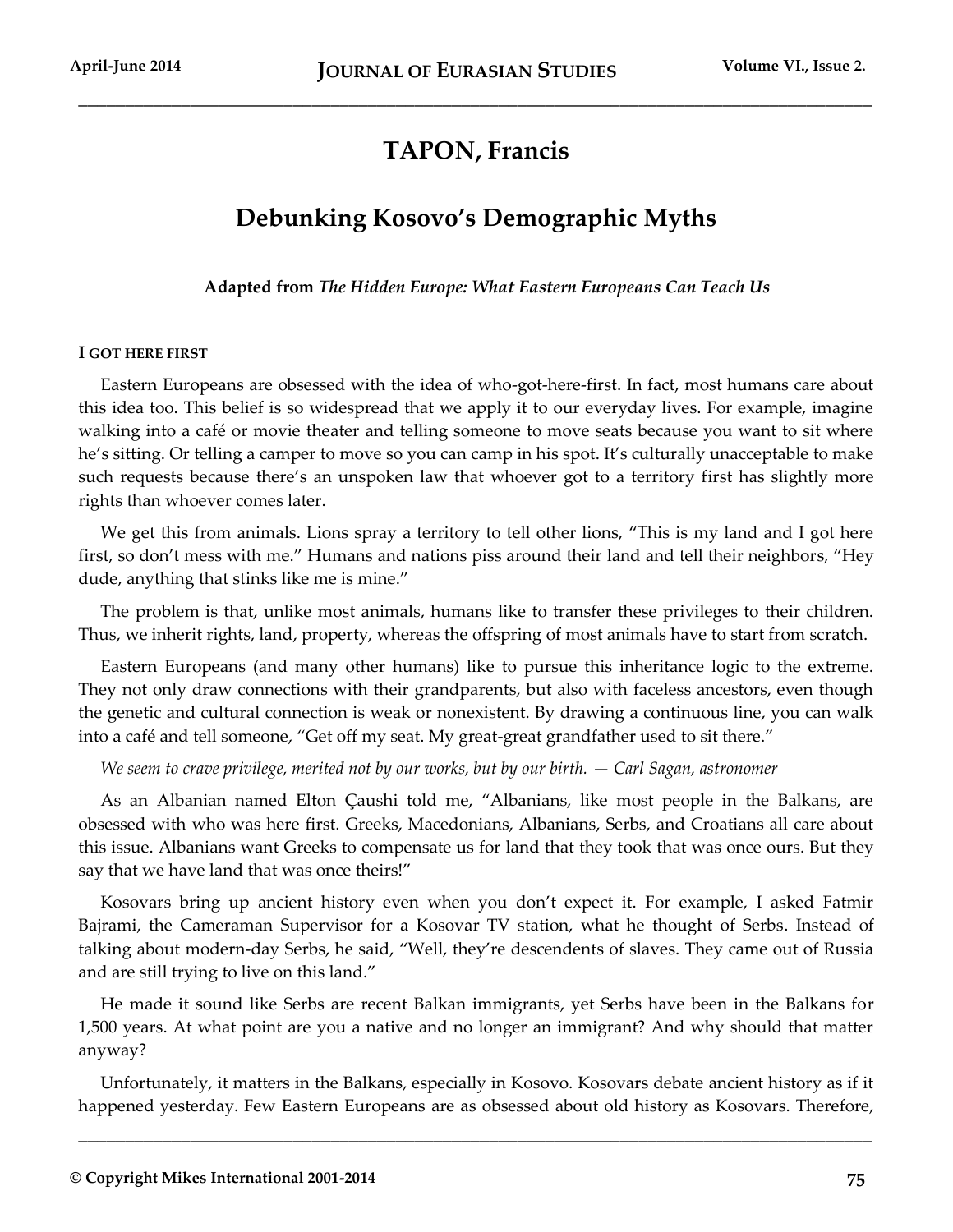# TAPON, Francis

# Debunking Kosovo's Demographic Myths

**Adapted from *The Hidden Europe: What Eastern Europeans Can Teach Us***

## I GOT HERE FIRST

Eastern Europeans are obsessed with the idea of who-got-here-first. In fact, most humans care about this idea too. This belief is so widespread that we apply it to our everyday lives. For example, imagine walking into a café or movie theater and telling someone to move seats because you want to sit where he's sitting. Or telling a camper to move so you can camp in his spot. It's culturally unacceptable to make such requests because there's an unspoken law that whoever got to a territory first has slightly more rights than whoever comes later.

We get this from animals. Lions spray a territory to tell other lions, "This is my land and I got here first, so don't mess with me." Humans and nations piss around their land and tell their neighbors, "Hey dude, anything that stinks like me is mine."

The problem is that, unlike most animals, humans like to transfer these privileges to their children. Thus, we inherit rights, land, property, whereas the offspring of most animals have to start from scratch.

Eastern Europeans (and many other humans) like to pursue this inheritance logic to the extreme. They not only draw connections with their grandparents, but also with faceless ancestors, even though the genetic and cultural connection is weak or nonexistent. By drawing a continuous line, you can walk into a café and tell someone, "Get off my seat. My great-great grandfather used to sit there."

*We seem to crave privilege, merited not by our works, but by our birth. — Carl Sagan, astronomer*

As an Albanian named Elton Çaushi told me, "Albanians, like most people in the Balkans, are obsessed with who was here first. Greeks, Macedonians, Albanians, Serbs, and Croatians all care about this issue. Albanians want Greeks to compensate us for land that they took that was once ours. But they say that we have land that was once theirs!"

Kosovars bring up ancient history even when you don't expect it. For example, I asked Fatmir Bajrami, the Cameraman Supervisor for a Kosovar TV station, what he thought of Serbs. Instead of talking about modern-day Serbs, he said, "Well, they're descendents of slaves. They came out of Russia and are still trying to live on this land."

He made it sound like Serbs are recent Balkan immigrants, yet Serbs have been in the Balkans for 1,500 years. At what point are you a native and no longer an immigrant? And why should that matter anyway?

Unfortunately, it matters in the Balkans, especially in Kosovo. Kosovars debate ancient history as if it happened yesterday. Few Eastern Europeans are as obsessed about old history as Kosovars. Therefore,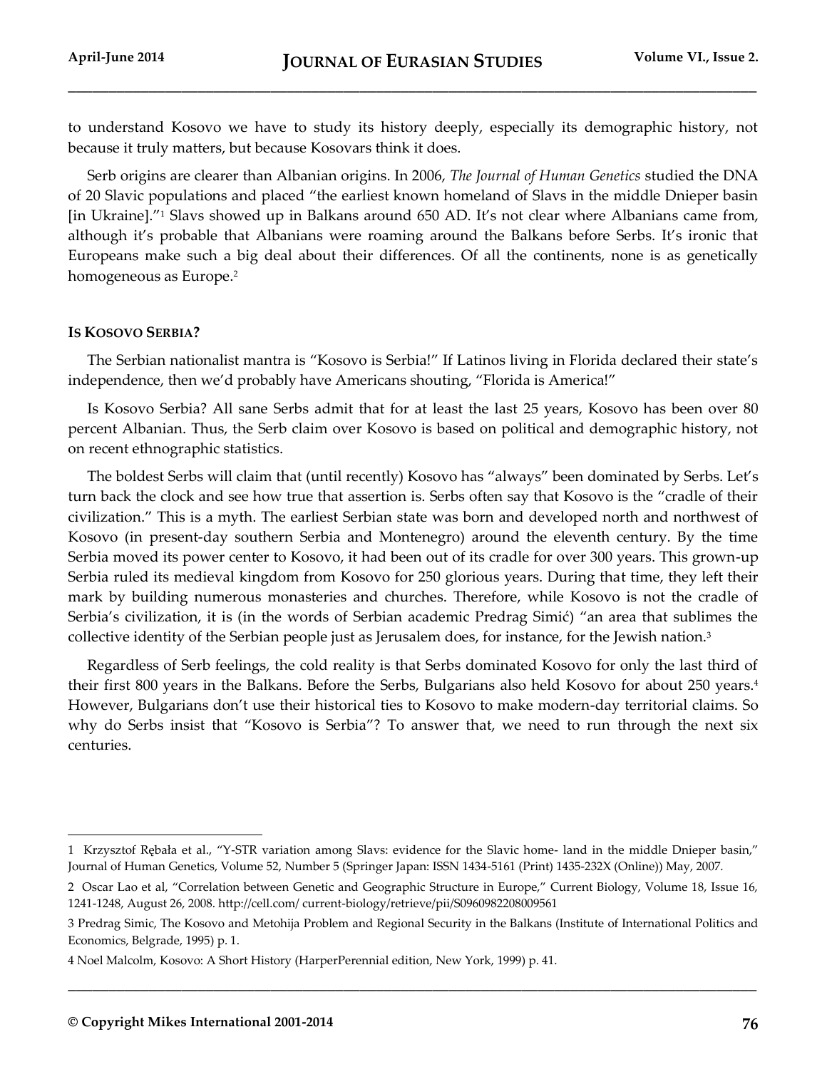to understand Kosovo we have to study its history deeply, especially its demographic history, not because it truly matters, but because Kosovars think it does.

Serb origins are clearer than Albanian origins. In 2006, *The Journal of Human Genetics* studied the DNA of 20 Slavic populations and placed "the earliest known homeland of Slavs in the middle Dnieper basin [in Ukraine]."[1] Slavs showed up in Balkans around 650 AD. It's not clear where Albanians came from, although it's probable that Albanians were roaming around the Balkans before Serbs. It's ironic that Europeans make such a big deal about their differences. Of all the continents, none is as genetically homogeneous as Europe.[2]

## IS KOSOVO SERBIA?

The Serbian nationalist mantra is "Kosovo is Serbia!" If Latinos living in Florida declared their state's independence, then we'd probably have Americans shouting, "Florida is America!"

Is Kosovo Serbia? All sane Serbs admit that for at least the last 25 years, Kosovo has been over 80 percent Albanian. Thus, the Serb claim over Kosovo is based on political and demographic history, not on recent ethnographic statistics.

The boldest Serbs will claim that (until recently) Kosovo has "always" been dominated by Serbs. Let's turn back the clock and see how true that assertion is. Serbs often say that Kosovo is the "cradle of their civilization." This is a myth. The earliest Serbian state was born and developed north and northwest of Kosovo (in present-day southern Serbia and Montenegro) around the eleventh century. By the time Serbia moved its power center to Kosovo, it had been out of its cradle for over 300 years. This grown-up Serbia ruled its medieval kingdom from Kosovo for 250 glorious years. During that time, they left their mark by building numerous monasteries and churches. Therefore, while Kosovo is not the cradle of Serbia's civilization, it is (in the words of Serbian academic Predrag Simić) "an area that sublimes the collective identity of the Serbian people just as Jerusalem does, for instance, for the Jewish nation.[3]

Regardless of Serb feelings, the cold reality is that Serbs dominated Kosovo for only the last third of their first 800 years in the Balkans. Before the Serbs, Bulgarians also held Kosovo for about 250 years.[4] However, Bulgarians don't use their historical ties to Kosovo to make modern-day territorial claims. So why do Serbs insist that "Kosovo is Serbia"? To answer that, we need to run through the next six centuries.

---

1 Krzysztof Rębała et al., "Y-STR variation among Slavs: evidence for the Slavic home- land in the middle Dnieper basin," Journal of Human Genetics, Volume 52, Number 5 (Springer Japan: ISSN 1434-5161 (Print) 1435-232X (Online)) May, 2007.

2 Oscar Lao et al, "Correlation between Genetic and Geographic Structure in Europe," Current Biology, Volume 18, Issue 16, 1241-1248, August 26, 2008. http://cell.com/ current-biology/retrieve/pii/S0960982208009561

3 Predrag Simic, The Kosovo and Metohija Problem and Regional Security in the Balkans (Institute of International Politics and Economics, Belgrade, 1995) p. 1.

4 Noel Malcolm, Kosovo: A Short History (HarperPerennial edition, New York, 1999) p. 41.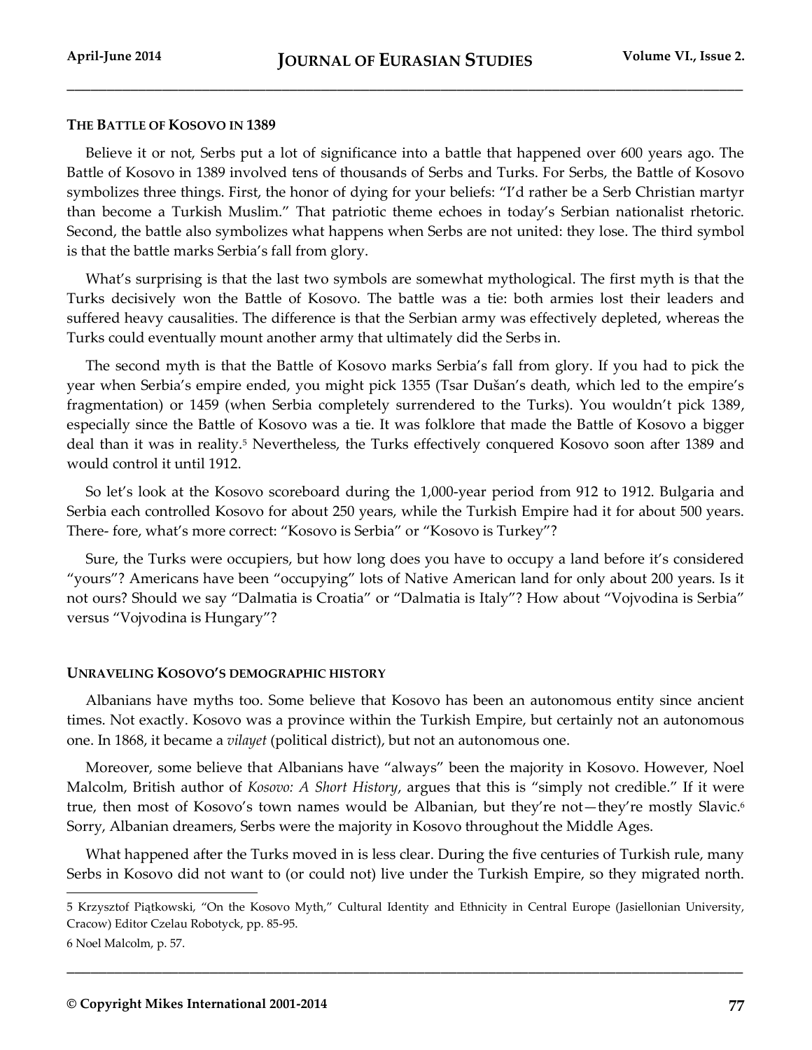### THE BATTLE OF KOSOVO IN 1389

Believe it or not, Serbs put a lot of significance into a battle that happened over 600 years ago. The Battle of Kosovo in 1389 involved tens of thousands of Serbs and Turks. For Serbs, the Battle of Kosovo symbolizes three things. First, the honor of dying for your beliefs: "I'd rather be a Serb Christian martyr than become a Turkish Muslim." That patriotic theme echoes in today's Serbian nationalist rhetoric. Second, the battle also symbolizes what happens when Serbs are not united: they lose. The third symbol is that the battle marks Serbia's fall from glory.

What's surprising is that the last two symbols are somewhat mythological. The first myth is that the Turks decisively won the Battle of Kosovo. The battle was a tie: both armies lost their leaders and suffered heavy causalities. The difference is that the Serbian army was effectively depleted, whereas the Turks could eventually mount another army that ultimately did the Serbs in.

The second myth is that the Battle of Kosovo marks Serbia's fall from glory. If you had to pick the year when Serbia's empire ended, you might pick 1355 (Tsar Dušan's death, which led to the empire's fragmentation) or 1459 (when Serbia completely surrendered to the Turks). You wouldn't pick 1389, especially since the Battle of Kosovo was a tie. It was folklore that made the Battle of Kosovo a bigger deal than it was in reality.[5] Nevertheless, the Turks effectively conquered Kosovo soon after 1389 and would control it until 1912.

So let's look at the Kosovo scoreboard during the 1,000-year period from 912 to 1912. Bulgaria and Serbia each controlled Kosovo for about 250 years, while the Turkish Empire had it for about 500 years. There- fore, what's more correct: "Kosovo is Serbia" or "Kosovo is Turkey"?

Sure, the Turks were occupiers, but how long does you have to occupy a land before it's considered "yours"? Americans have been "occupying" lots of Native American land for only about 200 years. Is it not ours? Should we say "Dalmatia is Croatia" or "Dalmatia is Italy"? How about "Vojvodina is Serbia" versus "Vojvodina is Hungary"?

### UNRAVELING KOSOVO'S DEMOGRAPHIC HISTORY

Albanians have myths too. Some believe that Kosovo has been an autonomous entity since ancient times. Not exactly. Kosovo was a province within the Turkish Empire, but certainly not an autonomous one. In 1868, it became a *vilayet* (political district), but not an autonomous one.

Moreover, some believe that Albanians have "always" been the majority in Kosovo. However, Noel Malcolm, British author of *Kosovo: A Short History*, argues that this is "simply not credible." If it were true, then most of Kosovo's town names would be Albanian, but they're not—they're mostly Slavic.[6] Sorry, Albanian dreamers, Serbs were the majority in Kosovo throughout the Middle Ages.

What happened after the Turks moved in is less clear. During the five centuries of Turkish rule, many Serbs in Kosovo did not want to (or could not) live under the Turkish Empire, so they migrated north.

---

5 Krzysztof Piątkowski, "On the Kosovo Myth," Cultural Identity and Ethnicity in Central Europe (Jasiellonian University, Cracow) Editor Czelau Robotyck, pp. 85-95.

6 Noel Malcolm, p. 57.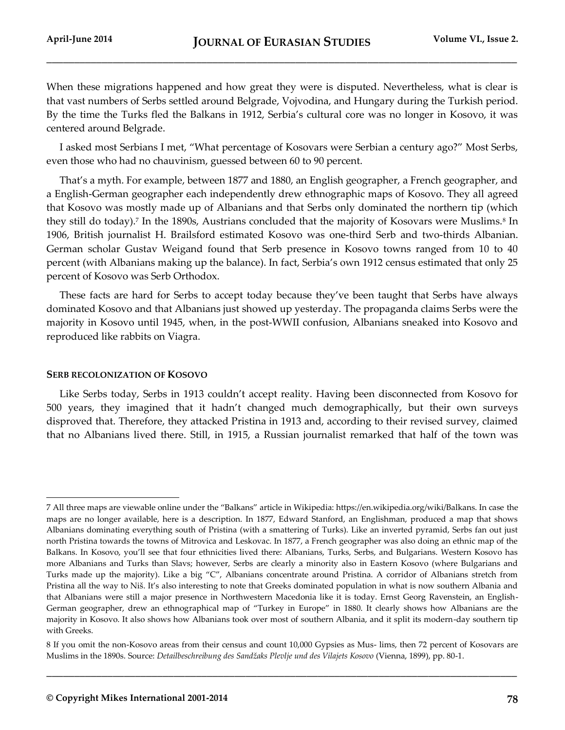When these migrations happened and how great they were is disputed. Nevertheless, what is clear is that vast numbers of Serbs settled around Belgrade, Vojvodina, and Hungary during the Turkish period. By the time the Turks fled the Balkans in 1912, Serbia's cultural core was no longer in Kosovo, it was centered around Belgrade.

I asked most Serbians I met, "What percentage of Kosovars were Serbian a century ago?" Most Serbs, even those who had no chauvinism, guessed between 60 to 90 percent.

That's a myth. For example, between 1877 and 1880, an English geographer, a French geographer, and a English-German geographer each independently drew ethnographic maps of Kosovo. They all agreed that Kosovo was mostly made up of Albanians and that Serbs only dominated the northern tip (which they still do today).[7] In the 1890s, Austrians concluded that the majority of Kosovars were Muslims.[8] In 1906, British journalist H. Brailsford estimated Kosovo was one-third Serb and two-thirds Albanian. German scholar Gustav Weigand found that Serb presence in Kosovo towns ranged from 10 to 40 percent (with Albanians making up the balance). In fact, Serbia's own 1912 census estimated that only 25 percent of Kosovo was Serb Orthodox.

These facts are hard for Serbs to accept today because they've been taught that Serbs have always dominated Kosovo and that Albanians just showed up yesterday. The propaganda claims Serbs were the majority in Kosovo until 1945, when, in the post-WWII confusion, Albanians sneaked into Kosovo and reproduced like rabbits on Viagra.

### SERB RECOLONIZATION OF KOSOVO

Like Serbs today, Serbs in 1913 couldn't accept reality. Having been disconnected from Kosovo for 500 years, they imagined that it hadn't changed much demographically, but their own surveys disproved that. Therefore, they attacked Pristina in 1913 and, according to their revised survey, claimed that no Albanians lived there. Still, in 1915, a Russian journalist remarked that half of the town was

---

7 All three maps are viewable online under the "Balkans" article in Wikipedia: https://en.wikipedia.org/wiki/Balkans. In case the maps are no longer available, here is a description. In 1877, Edward Stanford, an Englishman, produced a map that shows Albanians dominating everything south of Pristina (with a smattering of Turks). Like an inverted pyramid, Serbs fan out just north Pristina towards the towns of Mitrovica and Leskovac. In 1877, a French geographer was also doing an ethnic map of the Balkans. In Kosovo, you'll see that four ethnicities lived there: Albanians, Turks, Serbs, and Bulgarians. Western Kosovo has more Albanians and Turks than Slavs; however, Serbs are clearly a minority also in Eastern Kosovo (where Bulgarians and Turks made up the majority). Like a big "C", Albanians concentrate around Pristina. A corridor of Albanians stretch from Pristina all the way to Niš. It's also interesting to note that Greeks dominated population in what is now southern Albania and that Albanians were still a major presence in Northwestern Macedonia like it is today. Ernst Georg Ravenstein, an English-German geographer, drew an ethnographical map of "Turkey in Europe" in 1880. It clearly shows how Albanians are the majority in Kosovo. It also shows how Albanians took over most of southern Albania, and it split its modern-day southern tip with Greeks.

8 If you omit the non-Kosovo areas from their census and count 10,000 Gypsies as Mus- lims, then 72 percent of Kosovars are Muslims in the 1890s. Source: *Detailbeschreibung des Sandžaks Plevlje und des Vilajets Kosovo* (Vienna, 1899), pp. 80-1.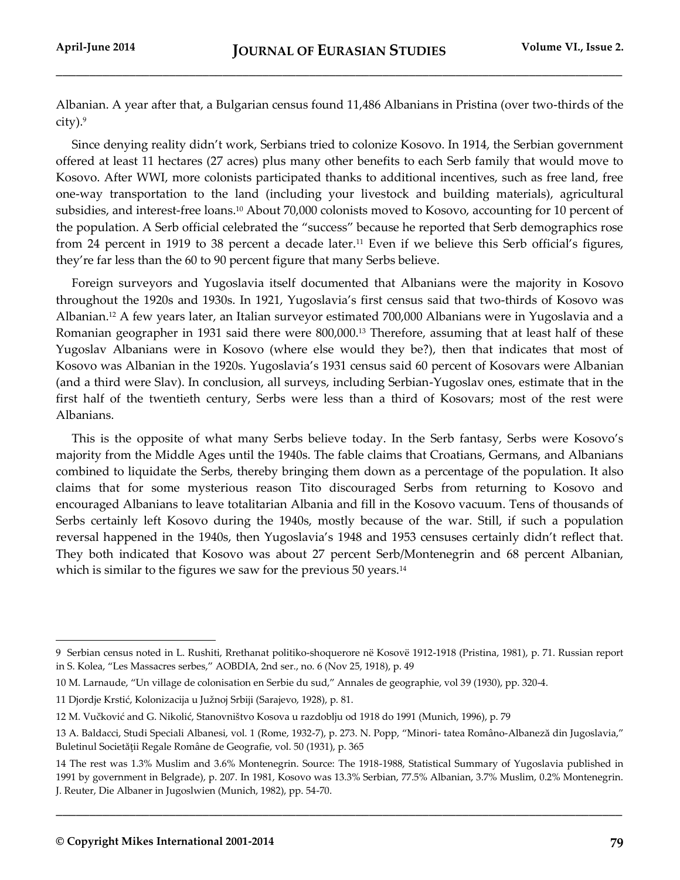Albanian. A year after that, a Bulgarian census found 11,486 Albanians in Pristina (over two-thirds of the city).[9]

Since denying reality didn't work, Serbians tried to colonize Kosovo. In 1914, the Serbian government offered at least 11 hectares (27 acres) plus many other benefits to each Serb family that would move to Kosovo. After WWI, more colonists participated thanks to additional incentives, such as free land, free one-way transportation to the land (including your livestock and building materials), agricultural subsidies, and interest-free loans.[10] About 70,000 colonists moved to Kosovo, accounting for 10 percent of the population. A Serb official celebrated the "success" because he reported that Serb demographics rose from 24 percent in 1919 to 38 percent a decade later.[11] Even if we believe this Serb official's figures, they're far less than the 60 to 90 percent figure that many Serbs believe.

Foreign surveyors and Yugoslavia itself documented that Albanians were the majority in Kosovo throughout the 1920s and 1930s. In 1921, Yugoslavia's first census said that two-thirds of Kosovo was Albanian.[12] A few years later, an Italian surveyor estimated 700,000 Albanians were in Yugoslavia and a Romanian geographer in 1931 said there were 800,000.[13] Therefore, assuming that at least half of these Yugoslav Albanians were in Kosovo (where else would they be?), then that indicates that most of Kosovo was Albanian in the 1920s. Yugoslavia's 1931 census said 60 percent of Kosovars were Albanian (and a third were Slav). In conclusion, all surveys, including Serbian-Yugoslav ones, estimate that in the first half of the twentieth century, Serbs were less than a third of Kosovars; most of the rest were Albanians.

This is the opposite of what many Serbs believe today. In the Serb fantasy, Serbs were Kosovo's majority from the Middle Ages until the 1940s. The fable claims that Croatians, Germans, and Albanians combined to liquidate the Serbs, thereby bringing them down as a percentage of the population. It also claims that for some mysterious reason Tito discouraged Serbs from returning to Kosovo and encouraged Albanians to leave totalitarian Albania and fill in the Kosovo vacuum. Tens of thousands of Serbs certainly left Kosovo during the 1940s, mostly because of the war. Still, if such a population reversal happened in the 1940s, then Yugoslavia's 1948 and 1953 censuses certainly didn't reflect that. They both indicated that Kosovo was about 27 percent Serb/Montenegrin and 68 percent Albanian, which is similar to the figures we saw for the previous 50 years.[14]

---

9 Serbian census noted in L. Rushiti, Rrethanat politiko-shoquerore në Kosovë 1912-1918 (Pristina, 1981), p. 71. Russian report in S. Kolea, "Les Massacres serbes," AOBDIA, 2nd ser., no. 6 (Nov 25, 1918), p. 49

10 M. Larnaude, "Un village de colonisation en Serbie du sud," Annales de geographie, vol 39 (1930), pp. 320-4.

11 Djordje Krstić, Kolonizacija u Južnoj Srbiji (Sarajevo, 1928), p. 81.

12 M. Vučković and G. Nikolić, Stanovništvo Kosova u razdoblju od 1918 do 1991 (Munich, 1996), p. 79

13 A. Baldacci, Studi Speciali Albanesi, vol. 1 (Rome, 1932-7), p. 273. N. Popp, "Minori- tatea Româno-Albaneză din Jugoslavia," Buletinul Societății Regale Române de Geografie, vol. 50 (1931), p. 365

14 The rest was 1.3% Muslim and 3.6% Montenegrin. Source: The 1918-1988, Statistical Summary of Yugoslavia published in 1991 by government in Belgrade), p. 207. In 1981, Kosovo was 13.3% Serbian, 77.5% Albanian, 3.7% Muslim, 0.2% Montenegrin. J. Reuter, Die Albaner in Jugoslwien (Munich, 1982), pp. 54-70.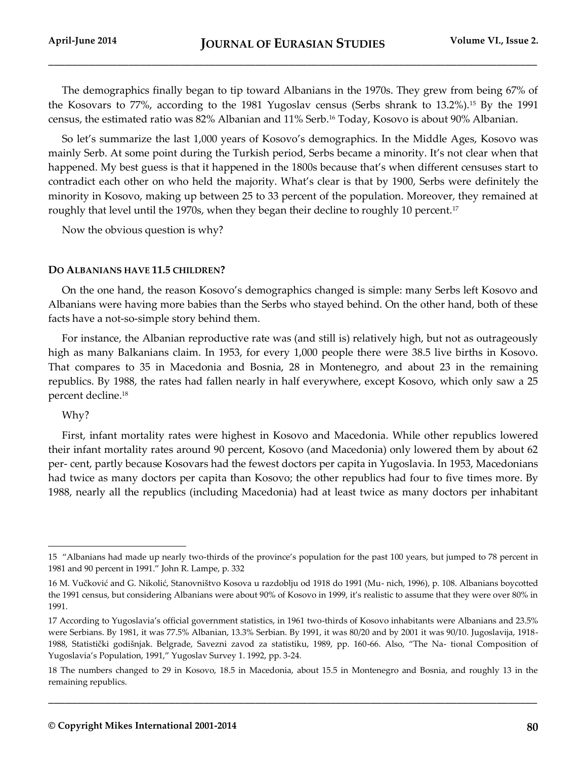The demographics finally began to tip toward Albanians in the 1970s. They grew from being 67% of the Kosovars to 77%, according to the 1981 Yugoslav census (Serbs shrank to 13.2%).[15] By the 1991 census, the estimated ratio was 82% Albanian and 11% Serb.[16] Today, Kosovo is about 90% Albanian.

So let's summarize the last 1,000 years of Kosovo's demographics. In the Middle Ages, Kosovo was mainly Serb. At some point during the Turkish period, Serbs became a minority. It's not clear when that happened. My best guess is that it happened in the 1800s because that's when different censuses start to contradict each other on who held the majority. What's clear is that by 1900, Serbs were definitely the minority in Kosovo, making up between 25 to 33 percent of the population. Moreover, they remained at roughly that level until the 1970s, when they began their decline to roughly 10 percent.[17]

Now the obvious question is why?

### DO ALBANIANS HAVE 11.5 CHILDREN?

On the one hand, the reason Kosovo's demographics changed is simple: many Serbs left Kosovo and Albanians were having more babies than the Serbs who stayed behind. On the other hand, both of these facts have a not-so-simple story behind them.

For instance, the Albanian reproductive rate was (and still is) relatively high, but not as outrageously high as many Balkanians claim. In 1953, for every 1,000 people there were 38.5 live births in Kosovo. That compares to 35 in Macedonia and Bosnia, 28 in Montenegro, and about 23 in the remaining republics. By 1988, the rates had fallen nearly in half everywhere, except Kosovo, which only saw a 25 percent decline.[18]

Why?

First, infant mortality rates were highest in Kosovo and Macedonia. While other republics lowered their infant mortality rates around 90 percent, Kosovo (and Macedonia) only lowered them by about 62 per- cent, partly because Kosovars had the fewest doctors per capita in Yugoslavia. In 1953, Macedonians had twice as many doctors per capita than Kosovo; the other republics had four to five times more. By 1988, nearly all the republics (including Macedonia) had at least twice as many doctors per inhabitant

---

15 "Albanians had made up nearly two-thirds of the province's population for the past 100 years, but jumped to 78 percent in 1981 and 90 percent in 1991." John R. Lampe, p. 332

16 M. Vučković and G. Nikolić, Stanovništvo Kosova u razdoblju od 1918 do 1991 (Mu- nich, 1996), p. 108. Albanians boycotted the 1991 census, but considering Albanians were about 90% of Kosovo in 1999, it's realistic to assume that they were over 80% in 1991.

17 According to Yugoslavia's official government statistics, in 1961 two-thirds of Kosovo inhabitants were Albanians and 23.5% were Serbians. By 1981, it was 77.5% Albanian, 13.3% Serbian. By 1991, it was 80/20 and by 2001 it was 90/10. Jugoslavija, 1918-1988, Statistički godišnjak. Belgrade, Savezni zavod za statistiku, 1989, pp. 160-66. Also, "The Na- tional Composition of Yugoslavia's Population, 1991," Yugoslav Survey 1. 1992, pp. 3-24.

18 The numbers changed to 29 in Kosovo, 18.5 in Macedonia, about 15.5 in Montenegro and Bosnia, and roughly 13 in the remaining republics.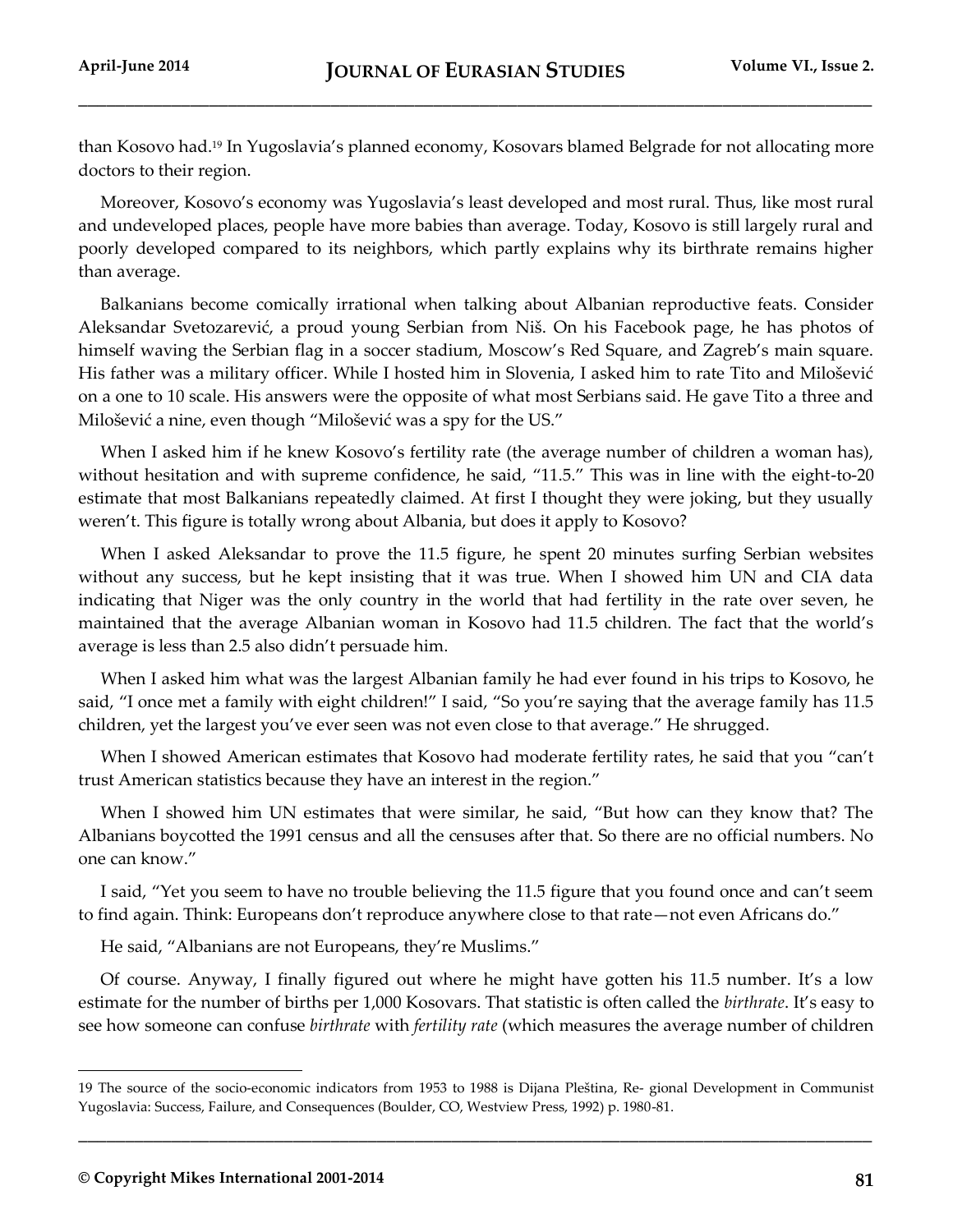than Kosovo had.[19] In Yugoslavia's planned economy, Kosovars blamed Belgrade for not allocating more doctors to their region.

Moreover, Kosovo's economy was Yugoslavia's least developed and most rural. Thus, like most rural and undeveloped places, people have more babies than average. Today, Kosovo is still largely rural and poorly developed compared to its neighbors, which partly explains why its birthrate remains higher than average.

Balkanians become comically irrational when talking about Albanian reproductive feats. Consider Aleksandar Svetozarević, a proud young Serbian from Niš. On his Facebook page, he has photos of himself waving the Serbian flag in a soccer stadium, Moscow's Red Square, and Zagreb's main square. His father was a military officer. While I hosted him in Slovenia, I asked him to rate Tito and Milošević on a one to 10 scale. His answers were the opposite of what most Serbians said. He gave Tito a three and Milošević a nine, even though "Milošević was a spy for the US."

When I asked him if he knew Kosovo's fertility rate (the average number of children a woman has), without hesitation and with supreme confidence, he said, "11.5." This was in line with the eight-to-20 estimate that most Balkanians repeatedly claimed. At first I thought they were joking, but they usually weren't. This figure is totally wrong about Albania, but does it apply to Kosovo?

When I asked Aleksandar to prove the 11.5 figure, he spent 20 minutes surfing Serbian websites without any success, but he kept insisting that it was true. When I showed him UN and CIA data indicating that Niger was the only country in the world that had fertility in the rate over seven, he maintained that the average Albanian woman in Kosovo had 11.5 children. The fact that the world's average is less than 2.5 also didn't persuade him.

When I asked him what was the largest Albanian family he had ever found in his trips to Kosovo, he said, "I once met a family with eight children!" I said, "So you're saying that the average family has 11.5 children, yet the largest you've ever seen was not even close to that average." He shrugged.

When I showed American estimates that Kosovo had moderate fertility rates, he said that you "can't trust American statistics because they have an interest in the region."

When I showed him UN estimates that were similar, he said, "But how can they know that? The Albanians boycotted the 1991 census and all the censuses after that. So there are no official numbers. No one can know."

I said, "Yet you seem to have no trouble believing the 11.5 figure that you found once and can't seem to find again. Think: Europeans don't reproduce anywhere close to that rate—not even Africans do."

He said, "Albanians are not Europeans, they're Muslims."

Of course. Anyway, I finally figured out where he might have gotten his 11.5 number. It's a low estimate for the number of births per 1,000 Kosovars. That statistic is often called the *birthrate*. It's easy to see how someone can confuse *birthrate* with *fertility rate* (which measures the average number of children

---

19 The source of the socio-economic indicators from 1953 to 1988 is Dijana Pleština, Re- gional Development in Communist Yugoslavia: Success, Failure, and Consequences (Boulder, CO, Westview Press, 1992) p. 1980-81.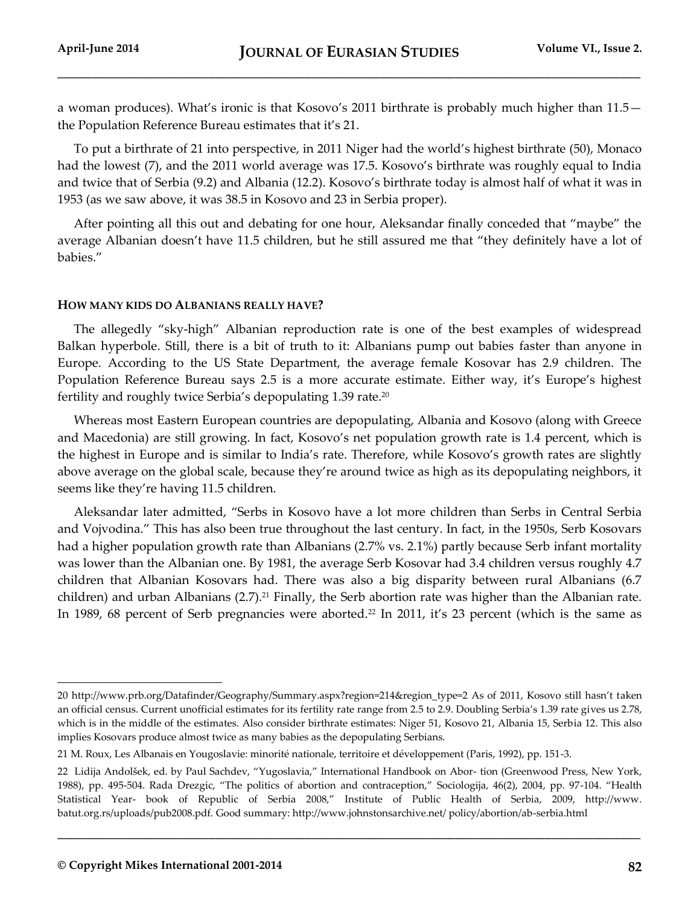a woman produces). What's ironic is that Kosovo's 2011 birthrate is probably much higher than 11.5—the Population Reference Bureau estimates that it's 21.

To put a birthrate of 21 into perspective, in 2011 Niger had the world's highest birthrate (50), Monaco had the lowest (7), and the 2011 world average was 17.5. Kosovo's birthrate was roughly equal to India and twice that of Serbia (9.2) and Albania (12.2). Kosovo's birthrate today is almost half of what it was in 1953 (as we saw above, it was 38.5 in Kosovo and 23 in Serbia proper).

After pointing all this out and debating for one hour, Aleksandar finally conceded that "maybe" the average Albanian doesn't have 11.5 children, but he still assured me that "they definitely have a lot of babies."

### HOW MANY KIDS DO ALBANIANS REALLY HAVE?

The allegedly "sky-high" Albanian reproduction rate is one of the best examples of widespread Balkan hyperbole. Still, there is a bit of truth to it: Albanians pump out babies faster than anyone in Europe. According to the US State Department, the average female Kosovar has 2.9 children. The Population Reference Bureau says 2.5 is a more accurate estimate. Either way, it's Europe's highest fertility and roughly twice Serbia's depopulating 1.39 rate.[20]

Whereas most Eastern European countries are depopulating, Albania and Kosovo (along with Greece and Macedonia) are still growing. In fact, Kosovo's net population growth rate is 1.4 percent, which is the highest in Europe and is similar to India's rate. Therefore, while Kosovo's growth rates are slightly above average on the global scale, because they're around twice as high as its depopulating neighbors, it seems like they're having 11.5 children.

Aleksandar later admitted, "Serbs in Kosovo have a lot more children than Serbs in Central Serbia and Vojvodina." This has also been true throughout the last century. In fact, in the 1950s, Serb Kosovars had a higher population growth rate than Albanians (2.7% vs. 2.1%) partly because Serb infant mortality was lower than the Albanian one. By 1981, the average Serb Kosovar had 3.4 children versus roughly 4.7 children that Albanian Kosovars had. There was also a big disparity between rural Albanians (6.7 children) and urban Albanians (2.7).[21] Finally, the Serb abortion rate was higher than the Albanian rate. In 1989, 68 percent of Serb pregnancies were aborted.[22] In 2011, it's 23 percent (which is the same as

---

20 http://www.prb.org/Datafinder/Geography/Summary.aspx?region=214&region_type=2 As of 2011, Kosovo still hasn't taken an official census. Current unofficial estimates for its fertility rate range from 2.5 to 2.9. Doubling Serbia's 1.39 rate gives us 2.78, which is in the middle of the estimates. Also consider birthrate estimates: Niger 51, Kosovo 21, Albania 15, Serbia 12. This also implies Kosovars produce almost twice as many babies as the depopulating Serbians.

21 M. Roux, Les Albanais en Yougoslavie: minorité nationale, territoire et développement (Paris, 1992), pp. 151-3.

22 Lidija Andolšek, ed. by Paul Sachdev, "Yugoslavia," International Handbook on Abor- tion (Greenwood Press, New York, 1988), pp. 495-504. Rada Drezgic, "The politics of abortion and contraception," Sociologija, 46(2), 2004, pp. 97-104. "Health Statistical Year- book of Republic of Serbia 2008," Institute of Public Health of Serbia, 2009, http://www.batut.org.rs/uploads/pub2008.pdf. Good summary: http://www.johnstonsarchive.net/ policy/abortion/ab-serbia.html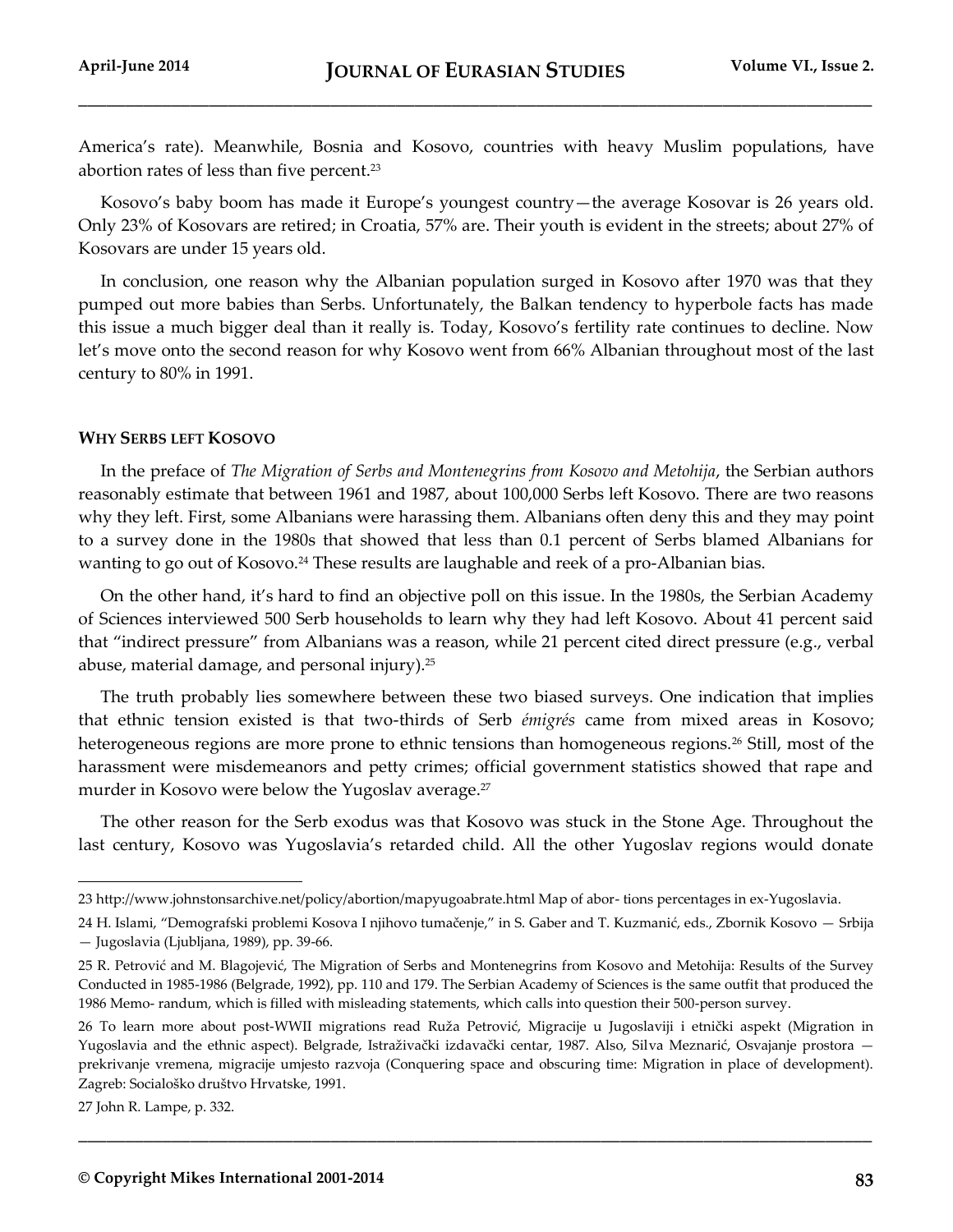America's rate). Meanwhile, Bosnia and Kosovo, countries with heavy Muslim populations, have abortion rates of less than five percent.[23]

Kosovo's baby boom has made it Europe's youngest country—the average Kosovar is 26 years old. Only 23% of Kosovars are retired; in Croatia, 57% are. Their youth is evident in the streets; about 27% of Kosovars are under 15 years old.

In conclusion, one reason why the Albanian population surged in Kosovo after 1970 was that they pumped out more babies than Serbs. Unfortunately, the Balkan tendency to hyperbole facts has made this issue a much bigger deal than it really is. Today, Kosovo's fertility rate continues to decline. Now let's move onto the second reason for why Kosovo went from 66% Albanian throughout most of the last century to 80% in 1991.

## WHY SERBS LEFT KOSOVO

In the preface of *The Migration of Serbs and Montenegrins from Kosovo and Metohija*, the Serbian authors reasonably estimate that between 1961 and 1987, about 100,000 Serbs left Kosovo. There are two reasons why they left. First, some Albanians were harassing them. Albanians often deny this and they may point to a survey done in the 1980s that showed that less than 0.1 percent of Serbs blamed Albanians for wanting to go out of Kosovo.[24] These results are laughable and reek of a pro-Albanian bias.

On the other hand, it's hard to find an objective poll on this issue. In the 1980s, the Serbian Academy of Sciences interviewed 500 Serb households to learn why they had left Kosovo. About 41 percent said that "indirect pressure" from Albanians was a reason, while 21 percent cited direct pressure (e.g., verbal abuse, material damage, and personal injury).[25]

The truth probably lies somewhere between these two biased surveys. One indication that implies that ethnic tension existed is that two-thirds of Serb *émigrés* came from mixed areas in Kosovo; heterogeneous regions are more prone to ethnic tensions than homogeneous regions.[26] Still, most of the harassment were misdemeanors and petty crimes; official government statistics showed that rape and murder in Kosovo were below the Yugoslav average.[27]

The other reason for the Serb exodus was that Kosovo was stuck in the Stone Age. Throughout the last century, Kosovo was Yugoslavia's retarded child. All the other Yugoslav regions would donate

---

23 http://www.johnstonsarchive.net/policy/abortion/mapyugoabrate.html Map of abor- tions percentages in ex-Yugoslavia.

24 H. Islami, "Demografski problemi Kosova I njihovo tumačenje," in S. Gaber and T. Kuzmanić, eds., Zbornik Kosovo — Srbija — Jugoslavia (Ljubljana, 1989), pp. 39-66.

25 R. Petrović and M. Blagojević, The Migration of Serbs and Montenegrins from Kosovo and Metohija: Results of the Survey Conducted in 1985-1986 (Belgrade, 1992), pp. 110 and 179. The Serbian Academy of Sciences is the same outfit that produced the 1986 Memo- randum, which is filled with misleading statements, which calls into question their 500-person survey.

26 To learn more about post-WWII migrations read Ruža Petrović, Migracije u Jugoslaviji i etnički aspekt (Migration in Yugoslavia and the ethnic aspect). Belgrade, Istraživački izdavački centar, 1987. Also, Silva Meznarić, Osvajanje prostora — prekrivanje vremena, migracije umjesto razvoja (Conquering space and obscuring time: Migration in place of development). Zagreb: Socialoško društvo Hrvatske, 1991.

27 John R. Lampe, p. 332.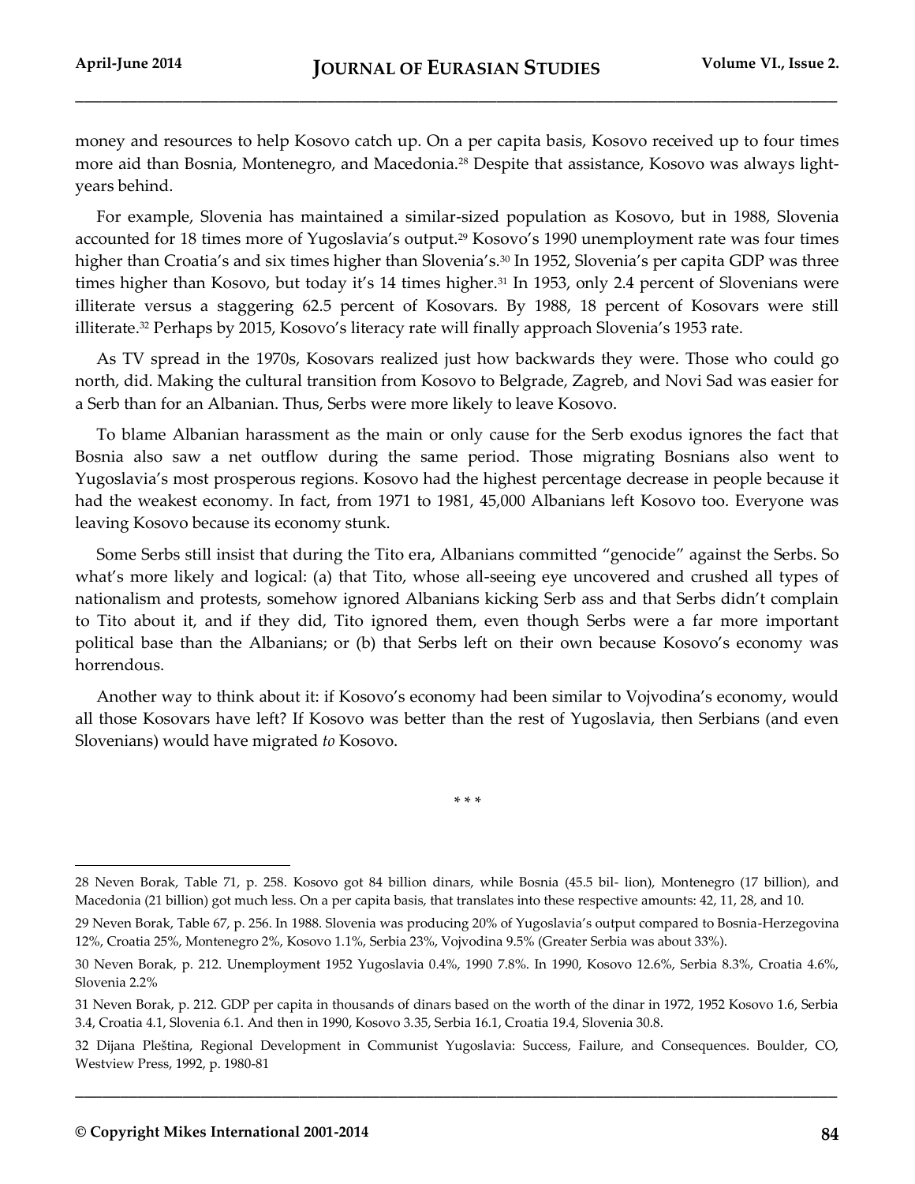money and resources to help Kosovo catch up. On a per capita basis, Kosovo received up to four times more aid than Bosnia, Montenegro, and Macedonia.[28] Despite that assistance, Kosovo was always light-years behind.

For example, Slovenia has maintained a similar-sized population as Kosovo, but in 1988, Slovenia accounted for 18 times more of Yugoslavia's output.[29] Kosovo's 1990 unemployment rate was four times higher than Croatia's and six times higher than Slovenia's.[30] In 1952, Slovenia's per capita GDP was three times higher than Kosovo, but today it's 14 times higher.[31] In 1953, only 2.4 percent of Slovenians were illiterate versus a staggering 62.5 percent of Kosovars. By 1988, 18 percent of Kosovars were still illiterate.[32] Perhaps by 2015, Kosovo's literacy rate will finally approach Slovenia's 1953 rate.

As TV spread in the 1970s, Kosovars realized just how backwards they were. Those who could go north, did. Making the cultural transition from Kosovo to Belgrade, Zagreb, and Novi Sad was easier for a Serb than for an Albanian. Thus, Serbs were more likely to leave Kosovo.

To blame Albanian harassment as the main or only cause for the Serb exodus ignores the fact that Bosnia also saw a net outflow during the same period. Those migrating Bosnians also went to Yugoslavia's most prosperous regions. Kosovo had the highest percentage decrease in people because it had the weakest economy. In fact, from 1971 to 1981, 45,000 Albanians left Kosovo too. Everyone was leaving Kosovo because its economy stunk.

Some Serbs still insist that during the Tito era, Albanians committed "genocide" against the Serbs. So what's more likely and logical: (a) that Tito, whose all-seeing eye uncovered and crushed all types of nationalism and protests, somehow ignored Albanians kicking Serb ass and that Serbs didn't complain to Tito about it, and if they did, Tito ignored them, even though Serbs were a far more important political base than the Albanians; or (b) that Serbs left on their own because Kosovo's economy was horrendous.

Another way to think about it: if Kosovo's economy had been similar to Vojvodina's economy, would all those Kosovars have left? If Kosovo was better than the rest of Yugoslavia, then Serbians (and even Slovenians) would have migrated *to* Kosovo.

\* \* \*

---

28 Neven Borak, Table 71, p. 258. Kosovo got 84 billion dinars, while Bosnia (45.5 bil- lion), Montenegro (17 billion), and Macedonia (21 billion) got much less. On a per capita basis, that translates into these respective amounts: 42, 11, 28, and 10.

29 Neven Borak, Table 67, p. 256. In 1988. Slovenia was producing 20% of Yugoslavia's output compared to Bosnia-Herzegovina 12%, Croatia 25%, Montenegro 2%, Kosovo 1.1%, Serbia 23%, Vojvodina 9.5% (Greater Serbia was about 33%).

30 Neven Borak, p. 212. Unemployment 1952 Yugoslavia 0.4%, 1990 7.8%. In 1990, Kosovo 12.6%, Serbia 8.3%, Croatia 4.6%, Slovenia 2.2%

31 Neven Borak, p. 212. GDP per capita in thousands of dinars based on the worth of the dinar in 1972, 1952 Kosovo 1.6, Serbia 3.4, Croatia 4.1, Slovenia 6.1. And then in 1990, Kosovo 3.35, Serbia 16.1, Croatia 19.4, Slovenia 30.8.

32 Dijana Pleština, Regional Development in Communist Yugoslavia: Success, Failure, and Consequences. Boulder, CO, Westview Press, 1992, p. 1980-81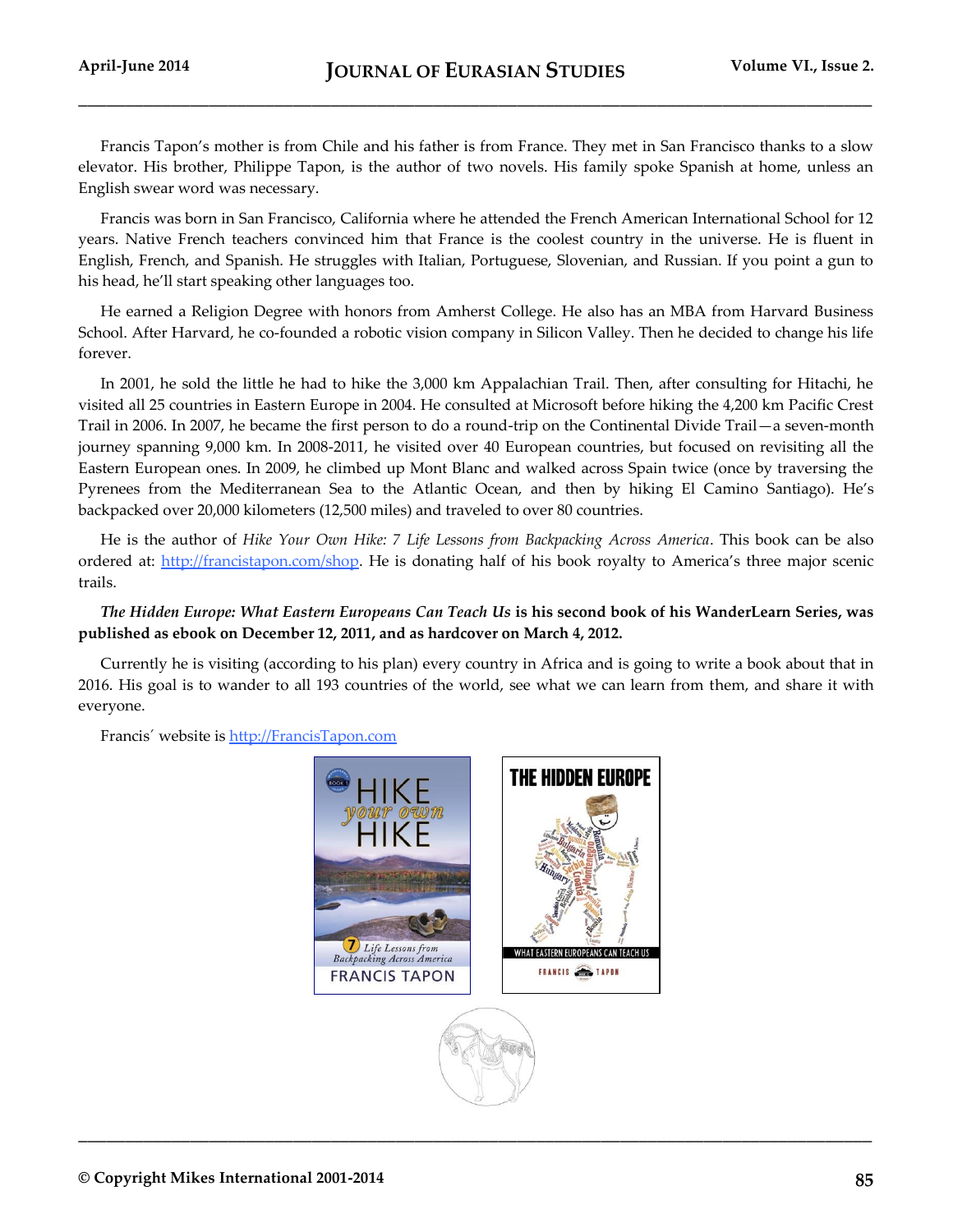Francis Tapon's mother is from Chile and his father is from France. They met in San Francisco thanks to a slow elevator. His brother, Philippe Tapon, is the author of two novels. His family spoke Spanish at home, unless an English swear word was necessary.

Francis was born in San Francisco, California where he attended the French American International School for 12 years. Native French teachers convinced him that France is the coolest country in the universe. He is fluent in English, French, and Spanish. He struggles with Italian, Portuguese, Slovenian, and Russian. If you point a gun to his head, he'll start speaking other languages too.

He earned a Religion Degree with honors from Amherst College. He also has an MBA from Harvard Business School. After Harvard, he co-founded a robotic vision company in Silicon Valley. Then he decided to change his life forever.

In 2001, he sold the little he had to hike the 3,000 km Appalachian Trail. Then, after consulting for Hitachi, he visited all 25 countries in Eastern Europe in 2004. He consulted at Microsoft before hiking the 4,200 km Pacific Crest Trail in 2006. In 2007, he became the first person to do a round-trip on the Continental Divide Trail—a seven-month journey spanning 9,000 km. In 2008-2011, he visited over 40 European countries, but focused on revisiting all the Eastern European ones. In 2009, he climbed up Mont Blanc and walked across Spain twice (once by traversing the Pyrenees from the Mediterranean Sea to the Atlantic Ocean, and then by hiking El Camino Santiago). He's backpacked over 20,000 kilometers (12,500 miles) and traveled to over 80 countries.

He is the author of *Hike Your Own Hike: 7 Life Lessons from Backpacking Across America*. This book can be also ordered at: http://francistapon.com/shop. He is donating half of his book royalty to America's three major scenic trails.

***The Hidden Europe: What Eastern Europeans Can Teach Us* is his second book of his WanderLearn Series, was published as ebook on December 12, 2011, and as hardcover on March 4, 2012.**

Currently he is visiting (according to his plan) every country in Africa and is going to write a book about that in 2016. His goal is to wander to all 193 countries of the world, see what we can learn from them, and share it with everyone.

Francis´ website is http://FrancisTapon.com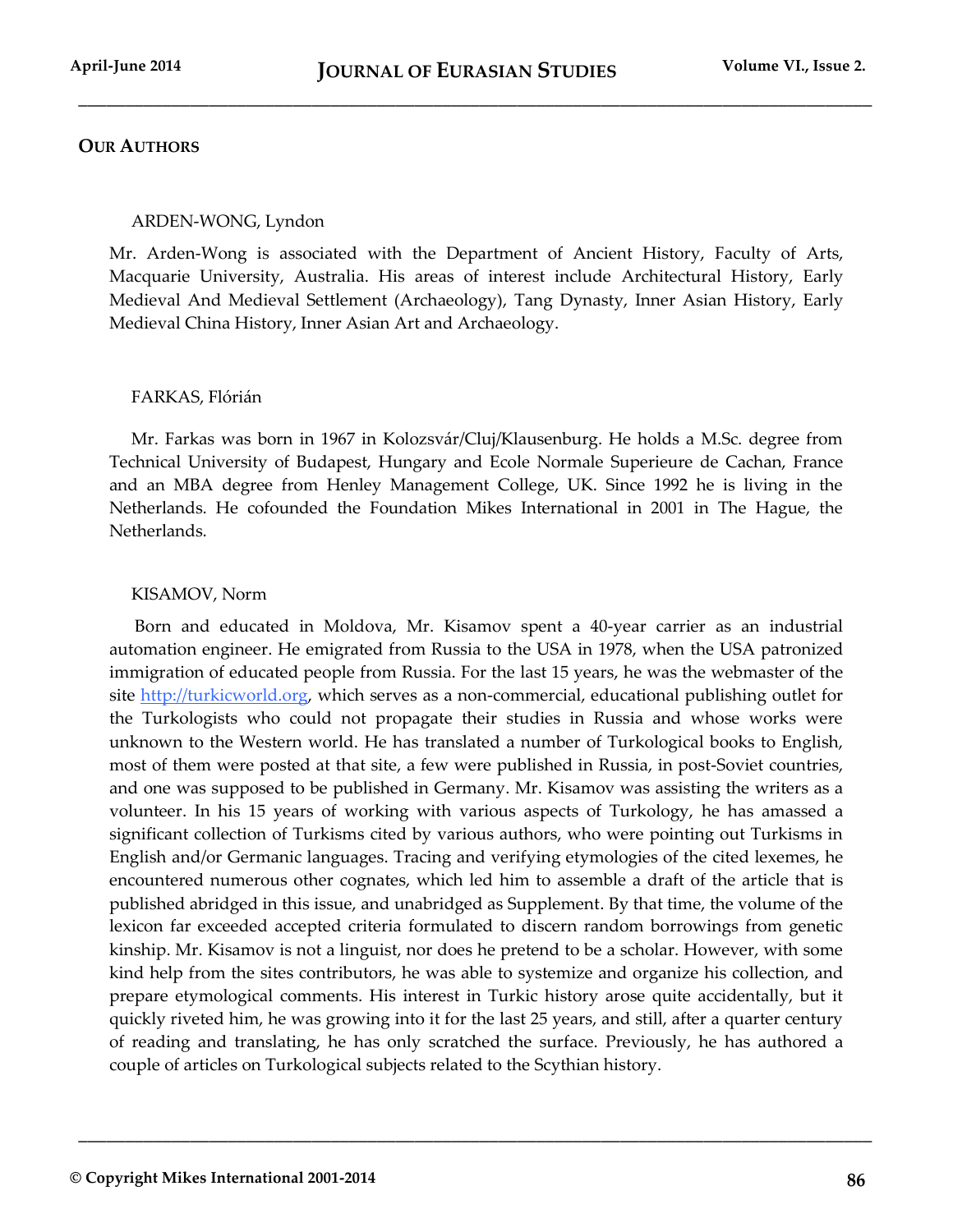## Our Authors

ARDEN-WONG, Lyndon

Mr. Arden-Wong is associated with the Department of Ancient History, Faculty of Arts, Macquarie University, Australia. His areas of interest include Architectural History, Early Medieval And Medieval Settlement (Archaeology), Tang Dynasty, Inner Asian History, Early Medieval China History, Inner Asian Art and Archaeology.

FARKAS, Flórián

Mr. Farkas was born in 1967 in Kolozsvár/Cluj/Klausenburg. He holds a M.Sc. degree from Technical University of Budapest, Hungary and Ecole Normale Superieure de Cachan, France and an MBA degree from Henley Management College, UK. Since 1992 he is living in the Netherlands. He cofounded the Foundation Mikes International in 2001 in The Hague, the Netherlands.

KISAMOV, Norm

Born and educated in Moldova, Mr. Kisamov spent a 40-year carrier as an industrial automation engineer. He emigrated from Russia to the USA in 1978, when the USA patronized immigration of educated people from Russia. For the last 15 years, he was the webmaster of the site http://turkicworld.org, which serves as a non-commercial, educational publishing outlet for the Turkologists who could not propagate their studies in Russia and whose works were unknown to the Western world. He has translated a number of Turkological books to English, most of them were posted at that site, a few were published in Russia, in post-Soviet countries, and one was supposed to be published in Germany. Mr. Kisamov was assisting the writers as a volunteer. In his 15 years of working with various aspects of Turkology, he has amassed a significant collection of Turkisms cited by various authors, who were pointing out Turkisms in English and/or Germanic languages. Tracing and verifying etymologies of the cited lexemes, he encountered numerous other cognates, which led him to assemble a draft of the article that is published abridged in this issue, and unabridged as Supplement. By that time, the volume of the lexicon far exceeded accepted criteria formulated to discern random borrowings from genetic kinship. Mr. Kisamov is not a linguist, nor does he pretend to be a scholar. However, with some kind help from the sites contributors, he was able to systemize and organize his collection, and prepare etymological comments. His interest in Turkic history arose quite accidentally, but it quickly riveted him, he was growing into it for the last 25 years, and still, after a quarter century of reading and translating, he has only scratched the surface. Previously, he has authored a couple of articles on Turkological subjects related to the Scythian history.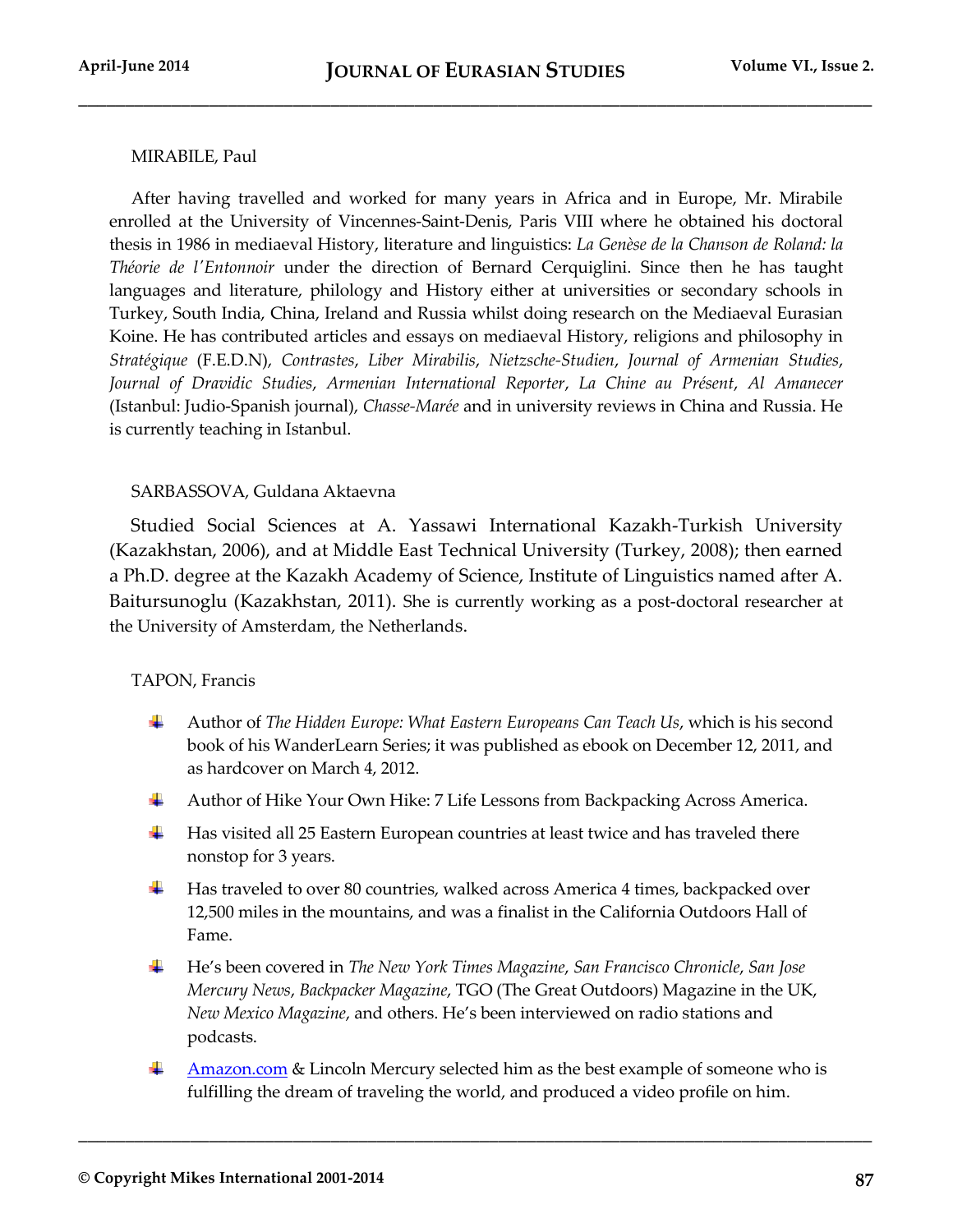MIRABILE, Paul

After having travelled and worked for many years in Africa and in Europe, Mr. Mirabile enrolled at the University of Vincennes-Saint-Denis, Paris VIII where he obtained his doctoral thesis in 1986 in mediaeval History, literature and linguistics: *La Genèse de la Chanson de Roland: la Théorie de l'Entonnoir* under the direction of Bernard Cerquiglini. Since then he has taught languages and literature, philology and History either at universities or secondary schools in Turkey, South India, China, Ireland and Russia whilst doing research on the Mediaeval Eurasian Koine. He has contributed articles and essays on mediaeval History, religions and philosophy in *Stratégique* (F.E.D.N), *Contrastes*, *Liber Mirabilis*, *Nietzsche-Studien*, *Journal of Armenian Studies*, *Journal of Dravidic Studies*, *Armenian International Reporter*, *La Chine au Présent*, *Al Amanecer* (Istanbul: Judio-Spanish journal), *Chasse-Marée* and in university reviews in China and Russia. He is currently teaching in Istanbul.

SARBASSOVA, Guldana Aktaevna

Studied Social Sciences at A. Yassawi International Kazakh-Turkish University (Kazakhstan, 2006), and at Middle East Technical University (Turkey, 2008); then earned a Ph.D. degree at the Kazakh Academy of Science, Institute of Linguistics named after A. Baitursunoglu (Kazakhstan, 2011). She is currently working as a post-doctoral researcher at the University of Amsterdam, the Netherlands.

TAPON, Francis

- Author of *The Hidden Europe: What Eastern Europeans Can Teach Us*, which is his second book of his WanderLearn Series; it was published as ebook on December 12, 2011, and as hardcover on March 4, 2012.
- Author of Hike Your Own Hike: 7 Life Lessons from Backpacking Across America.
- Has visited all 25 Eastern European countries at least twice and has traveled there nonstop for 3 years.
- Has traveled to over 80 countries, walked across America 4 times, backpacked over 12,500 miles in the mountains, and was a finalist in the California Outdoors Hall of Fame.
- He's been covered in *The New York Times Magazine*, *San Francisco Chronicle*, *San Jose Mercury News*, *Backpacker Magazine*, TGO (The Great Outdoors) Magazine in the UK, *New Mexico Magazine*, and others. He's been interviewed on radio stations and podcasts.
- Amazon.com & Lincoln Mercury selected him as the best example of someone who is fulfilling the dream of traveling the world, and produced a video profile on him.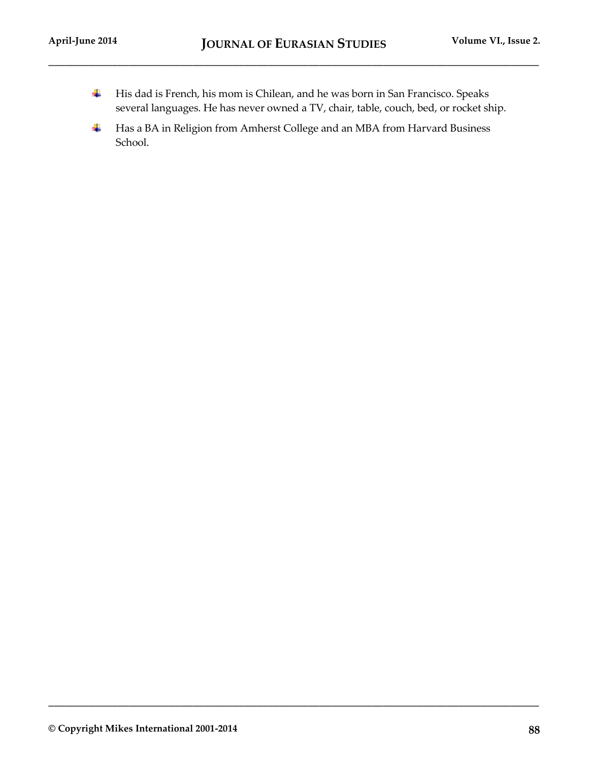- His dad is French, his mom is Chilean, and he was born in San Francisco. Speaks several languages. He has never owned a TV, chair, table, couch, bed, or rocket ship.
- Has a BA in Religion from Amherst College and an MBA from Harvard Business School.